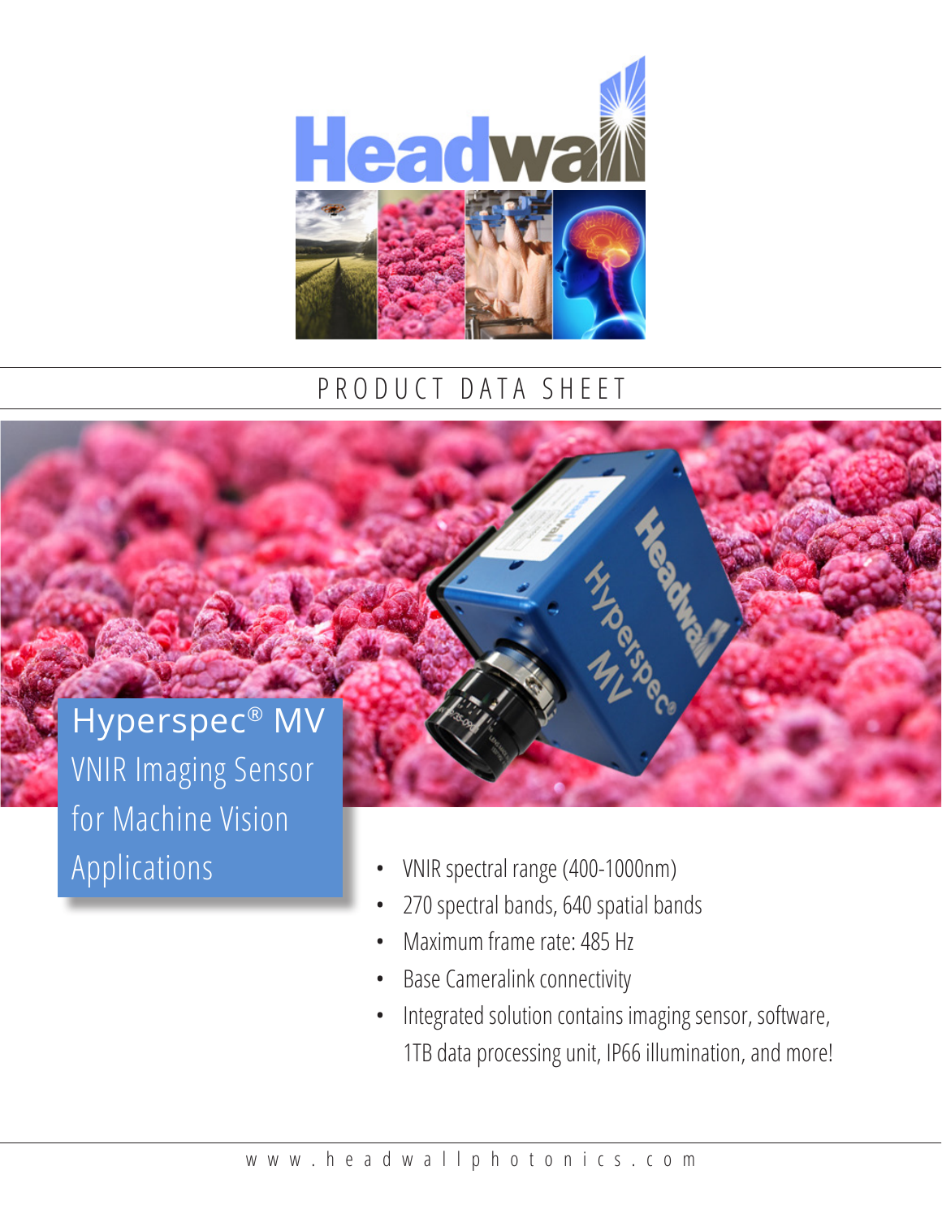PRODUCT DATA SHEET

# Hyperspec® MV

## VNIR Imaging Sensor for Machine Vision Applications

- VNIR spectral range (400-1000nm)
- 270 spectral bands, 640 spatial bands
- Maximum frame rate: 485 Hz
- Base Cameralink connectivity
- Integrated solution contains imaging sensor, software, 1TB data processing unit, IP66 illumination, and more!

www.headwallphotonics.com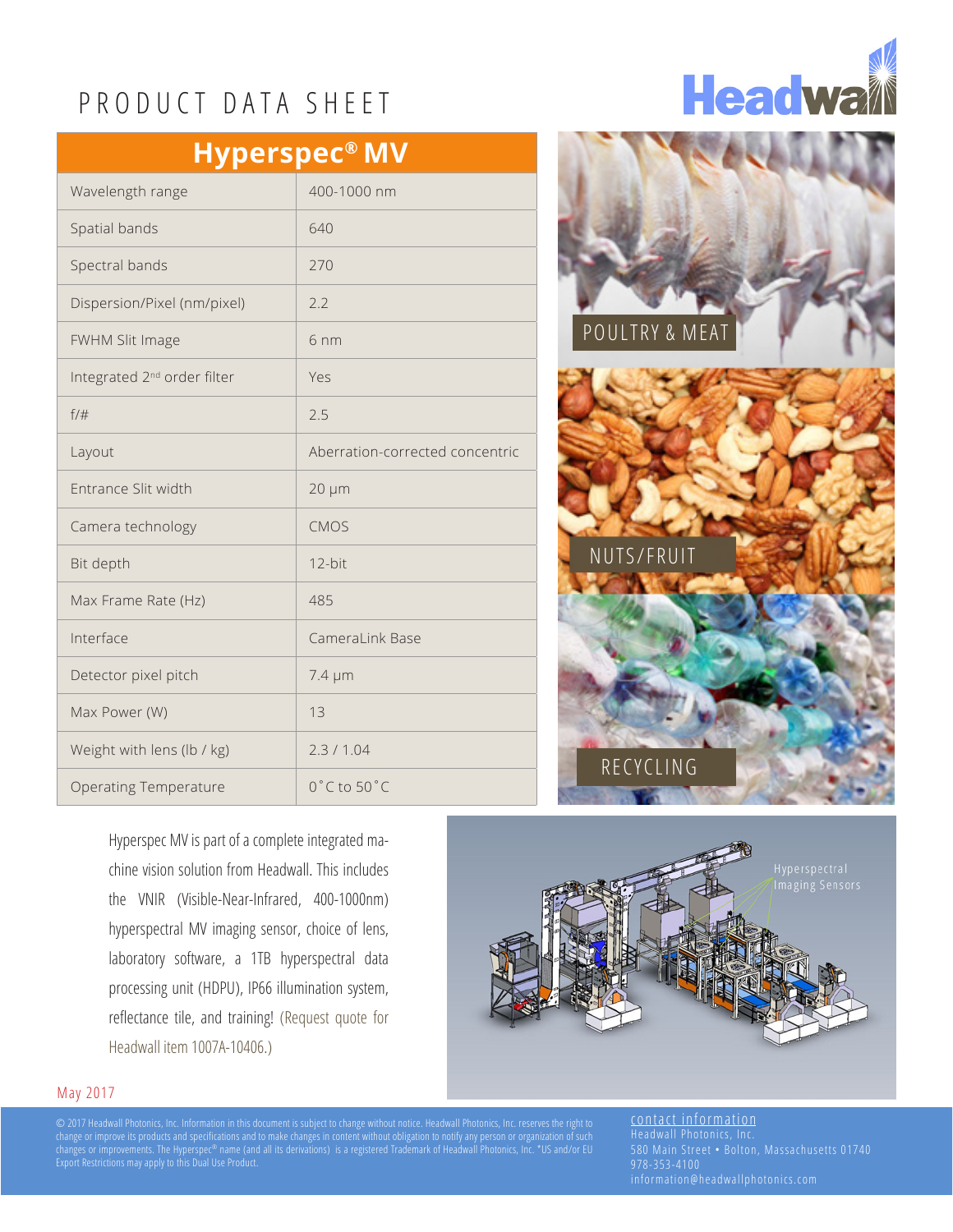# PRODUCT DATA SHEET

## Hyperspec® MV

| | |
|---|---|
| Wavelength range | 400-1000 nm |
| Spatial bands | 640 |
| Spectral bands | 270 |
| Dispersion/Pixel (nm/pixel) | 2.2 |
| FWHM Slit Image | 6 nm |
| Integrated 2nd order filter | Yes |
| f/# | 2.5 |
| Layout | Aberration-corrected concentric |
| Entrance Slit width | 20 µm |
| Camera technology | CMOS |
| Bit depth | 12-bit |
| Max Frame Rate (Hz) | 485 |
| Interface | CameraLink Base |
| Detector pixel pitch | 7.4 µm |
| Max Power (W) | 13 |
| Weight with lens (lb / kg) | 2.3 / 1.04 |
| Operating Temperature | 0˚C to 50˚C |

POULTRY & MEAT

NUTS/FRUIT

RECYCLING

Hyperspec MV is part of a complete integrated machine vision solution from Headwall. This includes the VNIR (Visible-Near-Infrared, 400-1000nm) hyperspectral MV imaging sensor, choice of lens, laboratory software, a 1TB hyperspectral data processing unit (HDPU), IP66 illumination system, reflectance tile, and training! (Request quote for Headwall item 1007A-10406.)

Hyperspectral Imaging Sensors

May 2017

© 2017 Headwall Photonics, Inc. Information in this document is subject to change without notice. Headwall Photonics, Inc. reserves the right to change or improve its products and specifications and to make changes in content without obligation to notify any person or organization of such changes or improvements. The Hyperspec® name (and all its derivations) is a registered Trademark of Headwall Photonics, Inc. *US and/or EU Export Restrictions may apply to this Dual Use Product.

contact information
Headwall Photonics, Inc.
580 Main Street • Bolton, Massachusetts 01740
978-353-4100
information@headwallphotonics.com